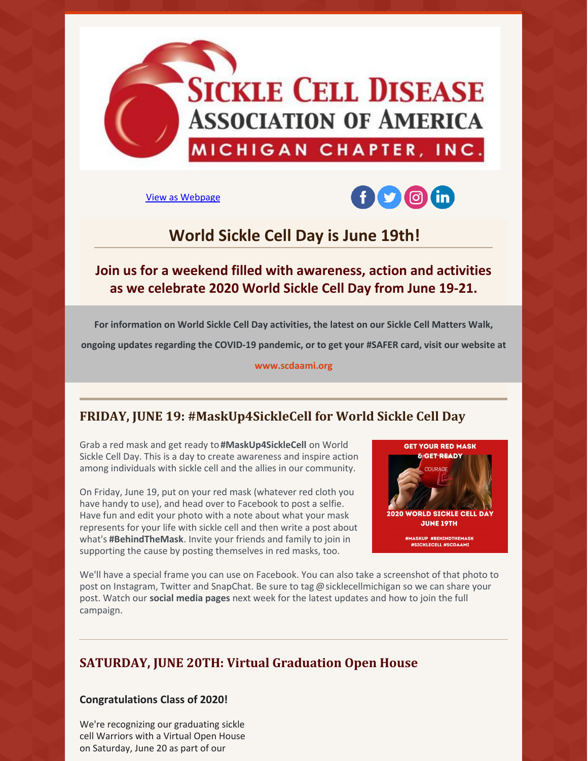# Sickle Cell Disease Association of America
## Michigan Chapter, Inc.

View as Webpage

## World Sickle Cell Day is June 19th!

### Join us for a weekend filled with awareness, action and activities as we celebrate 2020 World Sickle Cell Day from June 19-21.

**For information on World Sickle Cell Day activities, the latest on our Sickle Cell Matters Walk, ongoing updates regarding the COVID-19 pandemic, or to get your #SAFER card, visit our website at**

**www.scdaami.org**

## FRIDAY, JUNE 19: #MaskUp4SickleCell for World Sickle Cell Day

Grab a red mask and get ready to **#MaskUp4SickleCell** on World Sickle Cell Day. This is a day to create awareness and inspire action among individuals with sickle cell and the allies in our community.

On Friday, June 19, put on your red mask (whatever red cloth you have handy to use), and head over to Facebook to post a selfie. Have fun and edit your photo with a note about what your mask represents for your life with sickle cell and then write a post about what's **#BehindTheMask**. Invite your friends and family to join in supporting the cause by posting themselves in red masks, too.

GET YOUR RED MASK & GET READY
COURAGE
2020 WORLD SICKLE CELL DAY JUNE 19TH
#MASKUP #BEHINDTHEMASK #SICKLECELL #SCDAAMI

We'll have a special frame you can use on Facebook. You can also take a screenshot of that photo to post on Instagram, Twitter and SnapChat. Be sure to tag @sicklecellmichigan so we can share your post. Watch our **social media pages** next week for the latest updates and how to join the full campaign.

## SATURDAY, JUNE 20TH: Virtual Graduation Open House

**Congratulations Class of 2020!**

We're recognizing our graduating sickle cell Warriors with a Virtual Open House on Saturday, June 20 as part of our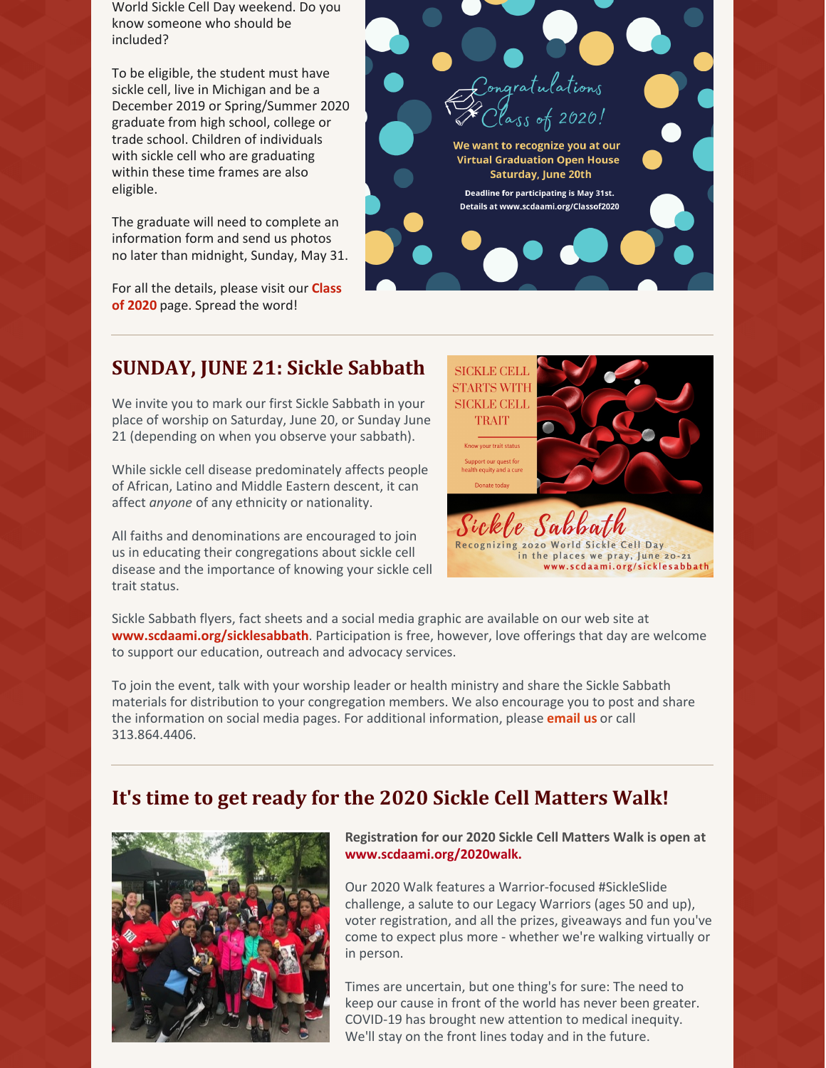World Sickle Cell Day weekend. Do you know someone who should be included?

To be eligible, the student must have sickle cell, live in Michigan and be a December 2019 or Spring/Summer 2020 graduate from high school, college or trade school. Children of individuals with sickle cell who are graduating within these time frames are also eligible.

The graduate will need to complete an information form and send us photos no later than midnight, Sunday, May 31.

For all the details, please visit our **Class of 2020** page. Spread the word!

Congratulations Class of 2020!

**We want to recognize you at our Virtual Graduation Open House Saturday, June 20th**

**Deadline for participating is May 31st. Details at www.scdaami.org/Classof2020**

---

## SUNDAY, JUNE 21: Sickle Sabbath

We invite you to mark our first Sickle Sabbath in your place of worship on Saturday, June 20, or Sunday June 21 (depending on when you observe your sabbath).

While sickle cell disease predominately affects people of African, Latino and Middle Eastern descent, it can affect *anyone* of any ethnicity or nationality.

All faiths and denominations are encouraged to join us in educating their congregations about sickle cell disease and the importance of knowing your sickle cell trait status.

SICKLE CELL STARTS WITH SICKLE CELL TRAIT

Know your trait status

Support our quest for health equity and a cure

Donate today

Sickle Sabbath

Recognizing 2020 World Sickle Cell Day in the places we pray, June 20-21

www.scdaami.org/sicklesabbath

Sickle Sabbath flyers, fact sheets and a social media graphic are available on our web site at **www.scdaami.org/sicklesabbath**. Participation is free, however, love offerings that day are welcome to support our education, outreach and advocacy services.

To join the event, talk with your worship leader or health ministry and share the Sickle Sabbath materials for distribution to your congregation members. We also encourage you to post and share the information on social media pages. For additional information, please **email us** or call 313.864.4406.

---

## It's time to get ready for the 2020 Sickle Cell Matters Walk!

**Registration for our 2020 Sickle Cell Matters Walk is open at www.scdaami.org/2020walk.**

Our 2020 Walk features a Warrior-focused #SickleSlide challenge, a salute to our Legacy Warriors (ages 50 and up), voter registration, and all the prizes, giveaways and fun you've come to expect plus more - whether we're walking virtually or in person.

Times are uncertain, but one thing's for sure: The need to keep our cause in front of the world has never been greater. COVID-19 has brought new attention to medical inequity. We'll stay on the front lines today and in the future.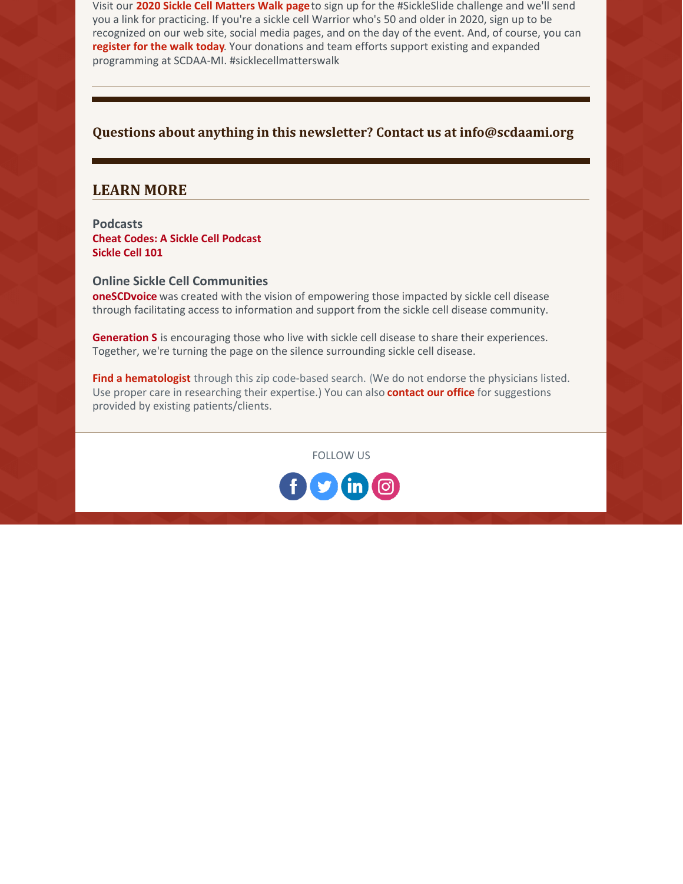Visit our **2020 Sickle Cell Matters Walk page** to sign up for the #SickleSlide challenge and we'll send you a link for practicing. If you're a sickle cell Warrior who's 50 and older in 2020, sign up to be recognized on our web site, social media pages, and on the day of the event. And, of course, you can **register for the walk today**. Your donations and team efforts support existing and expanded programming at SCDAA-MI. #sicklecellmatterswalk

---

**Questions about anything in this newsletter? Contact us at info@scdaami.org**

---

## LEARN MORE

### Podcasts

**Cheat Codes: A Sickle Cell Podcast**
**Sickle Cell 101**

### Online Sickle Cell Communities

**oneSCDvoice** was created with the vision of empowering those impacted by sickle cell disease through facilitating access to information and support from the sickle cell disease community.

**Generation S** is encouraging those who live with sickle cell disease to share their experiences. Together, we're turning the page on the silence surrounding sickle cell disease.

**Find a hematologist** through this zip code-based search. (We do not endorse the physicians listed. Use proper care in researching their expertise.) You can also **contact our office** for suggestions provided by existing patients/clients.

FOLLOW US